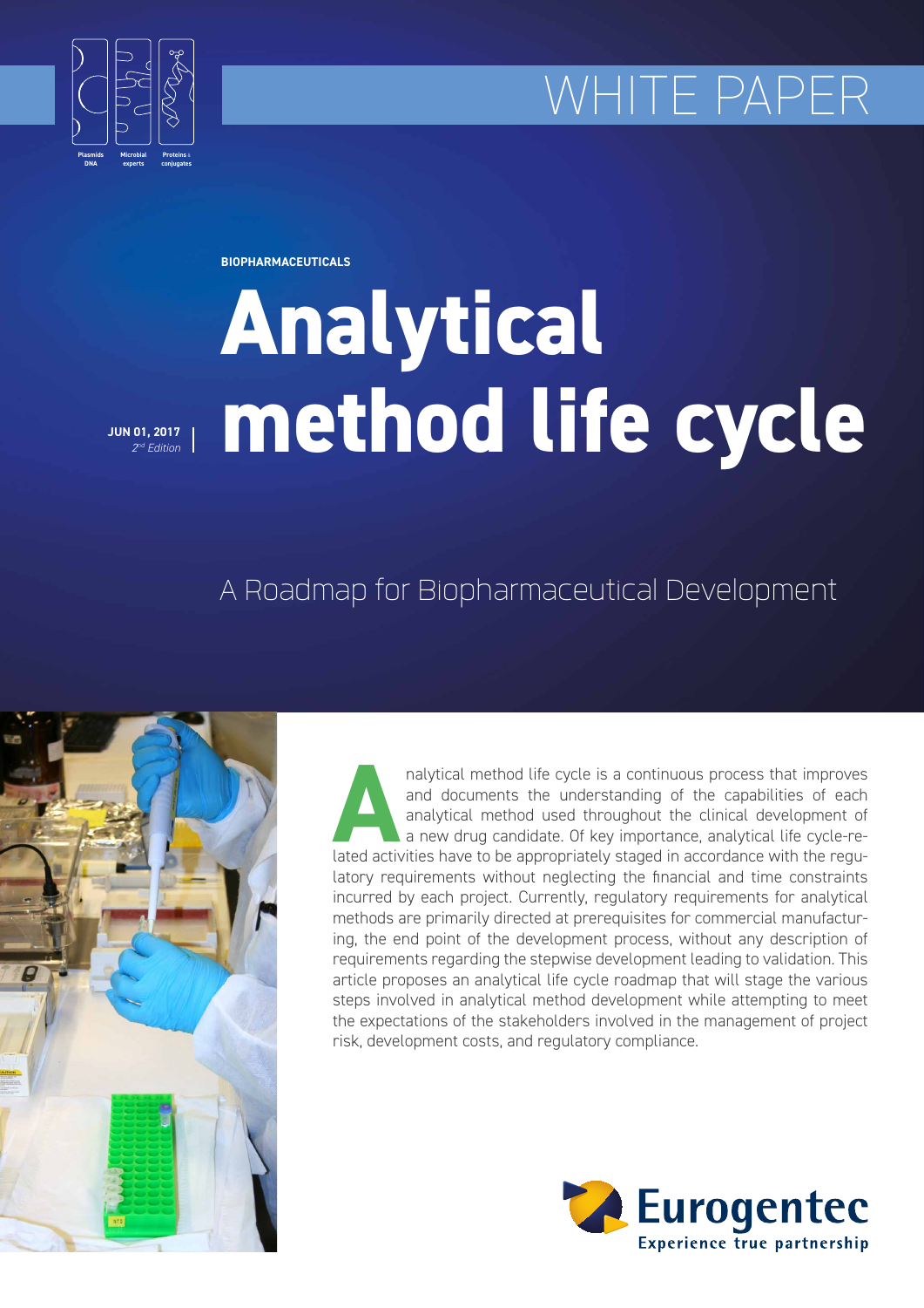WHITE PAPER

**BIOPHARMACEUTICALS**

# Analytical method life cycle

**JUN 01, 2017**
*2nd Edition*

## A Roadmap for Biopharmaceutical Development

Analytical method life cycle is a continuous process that improves and documents the understanding of the capabilities of each analytical method used throughout the clinical development of a new drug candidate. Of key importance, analytical life cycle-related activities have to be appropriately staged in accordance with the regulatory requirements without neglecting the financial and time constraints incurred by each project. Currently, regulatory requirements for analytical methods are primarily directed at prerequisites for commercial manufacturing, the end point of the development process, without any description of requirements regarding the stepwise development leading to validation. This article proposes an analytical life cycle roadmap that will stage the various steps involved in analytical method development while attempting to meet the expectations of the stakeholders involved in the management of project risk, development costs, and regulatory compliance.

Eurogentec
Experience true partnership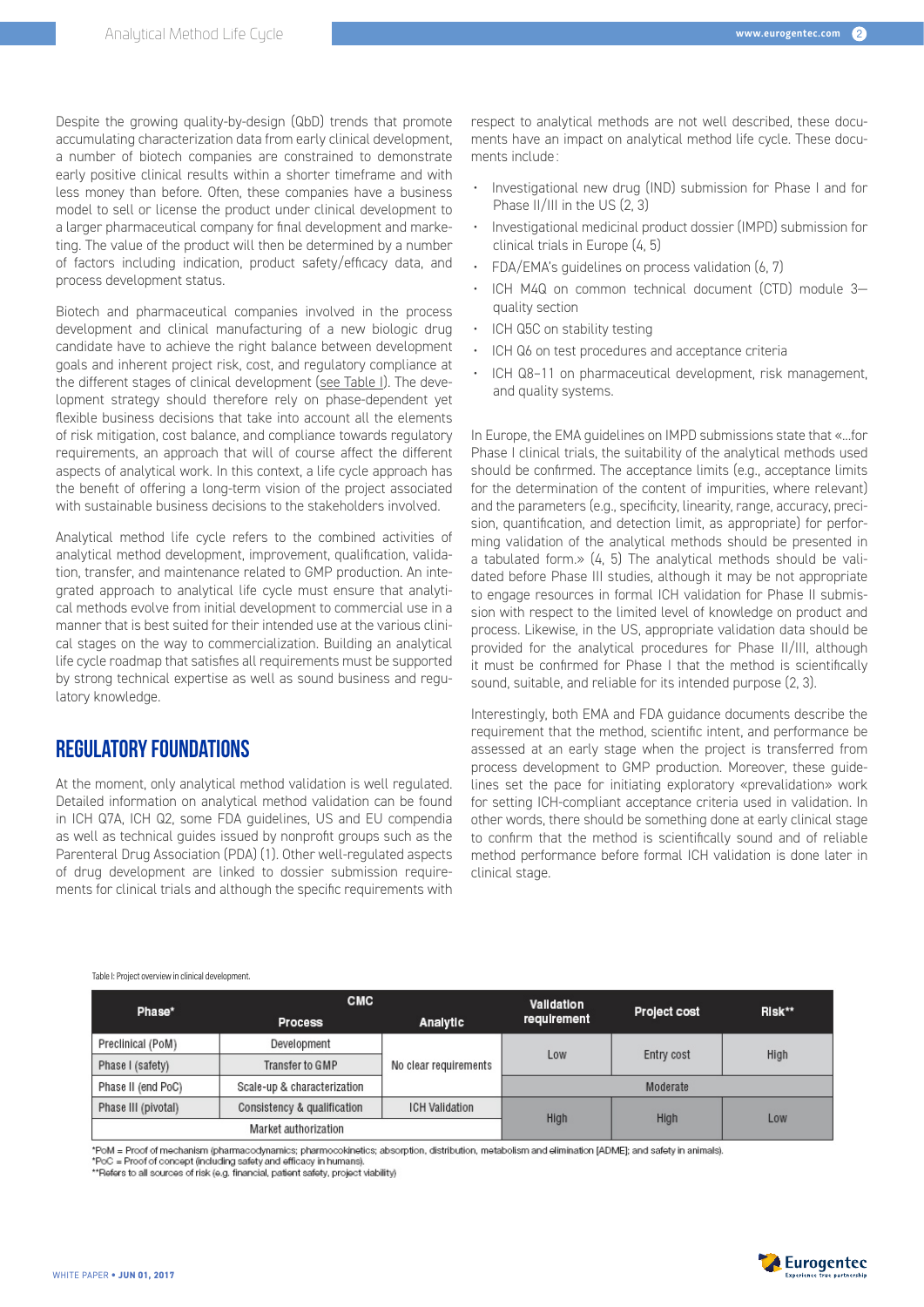Despite the growing quality-by-design (QbD) trends that promote accumulating characterization data from early clinical development, a number of biotech companies are constrained to demonstrate early positive clinical results within a shorter timeframe and with less money than before. Often, these companies have a business model to sell or license the product under clinical development to a larger pharmaceutical company for final development and marketing. The value of the product will then be determined by a number of factors including indication, product safety/efficacy data, and process development status.

Biotech and pharmaceutical companies involved in the process development and clinical manufacturing of a new biologic drug candidate have to achieve the right balance between development goals and inherent project risk, cost, and regulatory compliance at the different stages of clinical development (see Table I). The development strategy should therefore rely on phase-dependent yet flexible business decisions that take into account all the elements of risk mitigation, cost balance, and compliance towards regulatory requirements, an approach that will of course affect the different aspects of analytical work. In this context, a life cycle approach has the benefit of offering a long-term vision of the project associated with sustainable business decisions to the stakeholders involved.

Analytical method life cycle refers to the combined activities of analytical method development, improvement, qualification, validation, transfer, and maintenance related to GMP production. An integrated approach to analytical life cycle must ensure that analytical methods evolve from initial development to commercial use in a manner that is best suited for their intended use at the various clinical stages on the way to commercialization. Building an analytical life cycle roadmap that satisfies all requirements must be supported by strong technical expertise as well as sound business and regulatory knowledge.

## REGULATORY FOUNDATIONS

At the moment, only analytical method validation is well regulated. Detailed information on analytical method validation can be found in ICH Q7A, ICH Q2, some FDA guidelines, US and EU compendia as well as technical guides issued by nonprofit groups such as the Parenteral Drug Association (PDA) (1). Other well-regulated aspects of drug development are linked to dossier submission requirements for clinical trials and although the specific requirements with respect to analytical methods are not well described, these documents have an impact on analytical method life cycle. These documents include:

- Investigational new drug (IND) submission for Phase I and for Phase II/III in the US (2, 3)
- Investigational medicinal product dossier (IMPD) submission for clinical trials in Europe (4, 5)
- FDA/EMA's guidelines on process validation (6, 7)
- ICH M4Q on common technical document (CTD) module 3—quality section
- ICH Q5C on stability testing
- ICH Q6 on test procedures and acceptance criteria
- ICH Q8-11 on pharmaceutical development, risk management, and quality systems.

In Europe, the EMA guidelines on IMPD submissions state that «…for Phase I clinical trials, the suitability of the analytical methods used should be confirmed. The acceptance limits (e.g., acceptance limits for the determination of the content of impurities, where relevant) and the parameters (e.g., specificity, linearity, range, accuracy, precision, quantification, and detection limit, as appropriate) for performing validation of the analytical methods should be presented in a tabulated form.» (4, 5) The analytical methods should be validated before Phase III studies, although it may be not appropriate to engage resources in formal ICH validation for Phase II submission with respect to the limited level of knowledge on product and process. Likewise, in the US, appropriate validation data should be provided for the analytical procedures for Phase II/III, although it must be confirmed for Phase I that the method is scientifically sound, suitable, and reliable for its intended purpose (2, 3).

Interestingly, both EMA and FDA guidance documents describe the requirement that the method, scientific intent, and performance be assessed at an early stage when the project is transferred from process development to GMP production. Moreover, these guidelines set the pace for initiating exploratory «prevalidation» work for setting ICH-compliant acceptance criteria used in validation. In other words, there should be something done at early clinical stage to confirm that the method is scientifically sound and of reliable method performance before formal ICH validation is done later in clinical stage.

Table I: Project overview in clinical development.

| Phase* | CMC | | Validation requirement | Project cost | Risk** |
|---|---|---|---|---|---|
| | Process | Analytic | | | |
| Preclinical (PoM) | Development | No clear requirements | Low | Entry cost | High |
| Phase I (safety) | Transfer to GMP | No clear requirements | Low | Entry cost | High |
| Phase II (end PoC) | Scale-up & characterization | No clear requirements | Moderate | Moderate | Moderate |
| Phase III (pivotal) | Consistency & qualification | ICH Validation | High | High | Low |
| Market authorization | | | High | High | Low |

*PoM = Proof of mechanism (pharmacodynamics; pharmacokinetics; absorption, distribution, metabolism and elimination [ADME]; and safety in animals).
*PoC = Proof of concept (including safety and efficacy in humans).
**Refers to all sources of risk (e.g. financial, patient safety, project viability)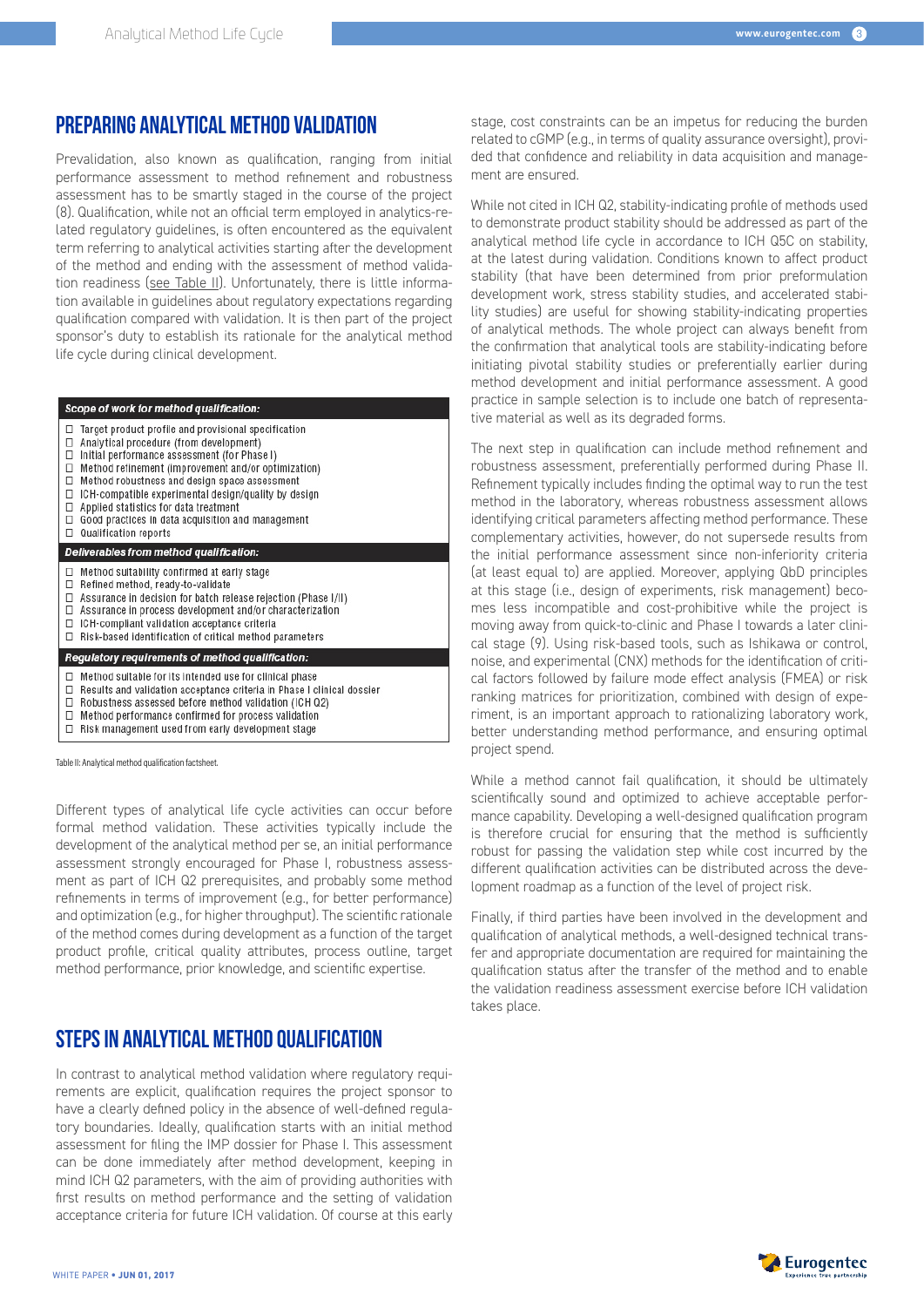## PREPARING ANALYTICAL METHOD VALIDATION

Prevalidation, also known as qualification, ranging from initial performance assessment to method refinement and robustness assessment has to be smartly staged in the course of the project (8). Qualification, while not an official term employed in analytics-related regulatory guidelines, is often encountered as the equivalent term referring to analytical activities starting after the development of the method and ending with the assessment of method validation readiness (see Table II). Unfortunately, there is little information available in guidelines about regulatory expectations regarding qualification compared with validation. It is then part of the project sponsor's duty to establish its rationale for the analytical method life cycle during clinical development.

| *Scope of work for method qualification:* |
|---|
| ☐ Target product profile and provisional specification |
| ☐ Analytical procedure (from development) |
| ☐ Initial performance assessment (for Phase I) |
| ☐ Method refinement (improvement and/or optimization) |
| ☐ Method robustness and design space assessment |
| ☐ ICH-compatible experimental design/quality by design |
| ☐ Applied statistics for data treatment |
| ☐ Good practices in data acquisition and management |
| ☐ Qualification reports |
| ***Deliverables from method qualification:*** |
| ☐ Method suitability confirmed at early stage |
| ☐ Refined method, ready-to-validate |
| ☐ Assurance in decision for batch release rejection (Phase I/II) |
| ☐ Assurance in process development and/or characterization |
| ☐ ICH-compliant validation acceptance criteria |
| ☐ Risk-based identification of critical method parameters |
| ***Regulatory requirements of method qualification:*** |
| ☐ Method suitable for its intended use for clinical phase |
| ☐ Results and validation acceptance criteria in Phase I clinical dossier |
| ☐ Robustness assessed before method validation (ICH Q2) |
| ☐ Method performance confirmed for process validation |
| ☐ Risk management used from early development stage |

Table II: Analytical method qualification factsheet.

Different types of analytical life cycle activities can occur before formal method validation. These activities typically include the development of the analytical method per se, an initial performance assessment strongly encouraged for Phase I, robustness assessment as part of ICH Q2 prerequisites, and probably some method refinements in terms of improvement (e.g., for better performance) and optimization (e.g., for higher throughput). The scientific rationale of the method comes during development as a function of the target product profile, critical quality attributes, process outline, target method performance, prior knowledge, and scientific expertise.

## STEPS IN ANALYTICAL METHOD QUALIFICATION

In contrast to analytical method validation where regulatory requirements are explicit, qualification requires the project sponsor to have a clearly defined policy in the absence of well-defined regulatory boundaries. Ideally, qualification starts with an initial method assessment for filing the IMP dossier for Phase I. This assessment can be done immediately after method development, keeping in mind ICH Q2 parameters, with the aim of providing authorities with first results on method performance and the setting of validation acceptance criteria for future ICH validation. Of course at this early stage, cost constraints can be an impetus for reducing the burden related to cGMP (e.g., in terms of quality assurance oversight), provided that confidence and reliability in data acquisition and management are ensured.

While not cited in ICH Q2, stability-indicating profile of methods used to demonstrate product stability should be addressed as part of the analytical method life cycle in accordance to ICH Q5C on stability, at the latest during validation. Conditions known to affect product stability (that have been determined from prior preformulation development work, stress stability studies, and accelerated stability studies) are useful for showing stability-indicating properties of analytical methods. The whole project can always benefit from the confirmation that analytical tools are stability-indicating before initiating pivotal stability studies or preferentially earlier during method development and initial performance assessment. A good practice in sample selection is to include one batch of representative material as well as its degraded forms.

The next step in qualification can include method refinement and robustness assessment, preferentially performed during Phase II. Refinement typically includes finding the optimal way to run the test method in the laboratory, whereas robustness assessment allows identifying critical parameters affecting method performance. These complementary activities, however, do not supersede results from the initial performance assessment since non-inferiority criteria (at least equal to) are applied. Moreover, applying QbD principles at this stage (i.e., design of experiments, risk management) becomes less incompatible and cost-prohibitive while the project is moving away from quick-to-clinic and Phase I towards a later clinical stage (9). Using risk-based tools, such as Ishikawa or control, noise, and experimental (CNX) methods for the identification of critical factors followed by failure mode effect analysis (FMEA) or risk ranking matrices for prioritization, combined with design of experiment, is an important approach to rationalizing laboratory work, better understanding method performance, and ensuring optimal project spend.

While a method cannot fail qualification, it should be ultimately scientifically sound and optimized to achieve acceptable performance capability. Developing a well-designed qualification program is therefore crucial for ensuring that the method is sufficiently robust for passing the validation step while cost incurred by the different qualification activities can be distributed across the development roadmap as a function of the level of project risk.

Finally, if third parties have been involved in the development and qualification of analytical methods, a well-designed technical transfer and appropriate documentation are required for maintaining the qualification status after the transfer of the method and to enable the validation readiness assessment exercise before ICH validation takes place.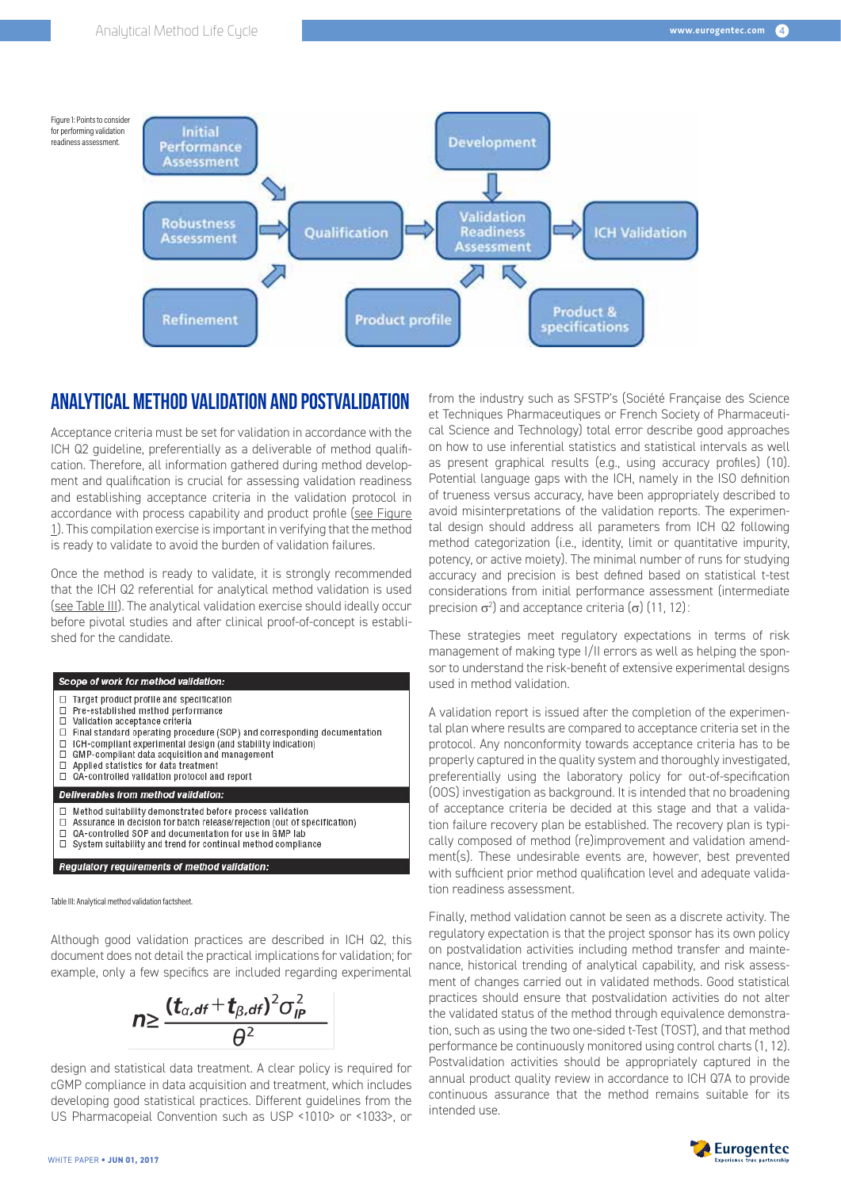Figure 1: Points to consider for performing validation readiness assessment.

## ANALYTICAL METHOD VALIDATION AND POSTVALIDATION

Acceptance criteria must be set for validation in accordance with the ICH Q2 guideline, preferentially as a deliverable of method qualification. Therefore, all information gathered during method development and qualification is crucial for assessing validation readiness and establishing acceptance criteria in the validation protocol in accordance with process capability and product profile (see Figure 1). This compilation exercise is important in verifying that the method is ready to validate to avoid the burden of validation failures.

Once the method is ready to validate, it is strongly recommended that the ICH Q2 referential for analytical method validation is used (see Table III). The analytical validation exercise should ideally occur before pivotal studies and after clinical proof-of-concept is established for the candidate.

| **Scope of work for method validation:** |
|---|
| ☐ Target product profile and specification |
| ☐ Pre-established method performance |
| ☐ Validation acceptance criteria |
| ☐ Final standard operating procedure (SOP) and corresponding documentation |
| ☐ ICH-compliant experimental design (and stability indication) |
| ☐ GMP-compliant data acquisition and management |
| ☐ Applied statistics for data treatment |
| ☐ QA-controlled validation protocol and report |
| **Deliverables from method validation:** |
| ☐ Method suitability demonstrated before process validation |
| ☐ Assurance in decision for batch release/rejection (out of specification) |
| ☐ QA-controlled SOP and documentation for use in GMP lab |
| ☐ System suitability and trend for continual method compliance |
| **Regulatory requirements of method validation:** |

Table III: Analytical method validation factsheet.

Although good validation practices are described in ICH Q2, this document does not detail the practical implications for validation; for example, only a few specifics are included regarding experimental design and statistical data treatment. A clear policy is required for cGMP compliance in data acquisition and treatment, which includes developing good statistical practices. Different guidelines from the US Pharmacopeial Convention such as USP <1010> or <1033>, or from the industry such as SFSTP's (Société Française des Science et Techniques Pharmaceutiques or French Society of Pharmaceutical Science and Technology) total error describe good approaches on how to use inferential statistics and statistical intervals as well as present graphical results (e.g., using accuracy profiles) (10). Potential language gaps with the ICH, namely in the ISO definition of trueness versus accuracy, have been appropriately described to avoid misinterpretations of the validation reports. The experimental design should address all parameters from ICH Q2 following method categorization (i.e., identity, limit or quantitative impurity, potency, or active moiety). The minimal number of runs for studying accuracy and precision is best defined based on statistical t-test considerations from initial performance assessment (intermediate precision $\sigma^2$) and acceptance criteria ($\sigma$) (11, 12):

$$n \geq \frac{(t_{\alpha,df} + t_{\beta,df})^2 \sigma_{IP}^2}{\theta^2}$$

These strategies meet regulatory expectations in terms of risk management of making type I/II errors as well as helping the sponsor to understand the risk-benefit of extensive experimental designs used in method validation.

A validation report is issued after the completion of the experimental plan where results are compared to acceptance criteria set in the protocol. Any nonconformity towards acceptance criteria has to be properly captured in the quality system and thoroughly investigated, preferentially using the laboratory policy for out-of-specification (OOS) investigation as background. It is intended that no broadening of acceptance criteria be decided at this stage and that a validation failure recovery plan be established. The recovery plan is typically composed of method (re)improvement and validation amendment(s). These undesirable events are, however, best prevented with sufficient prior method qualification level and adequate validation readiness assessment.

Finally, method validation cannot be seen as a discrete activity. The regulatory expectation is that the project sponsor has its own policy on postvalidation activities including method transfer and maintenance, historical trending of analytical capability, and risk assessment of changes carried out in validated methods. Good statistical practices should ensure that postvalidation activities do not alter the validated status of the method through equivalence demonstration, such as using the two one-sided t-Test (TOST), and that method performance be continuously monitored using control charts (1, 12). Postvalidation activities should be appropriately captured in the annual product quality review in accordance to ICH Q7A to provide continuous assurance that the method remains suitable for its intended use.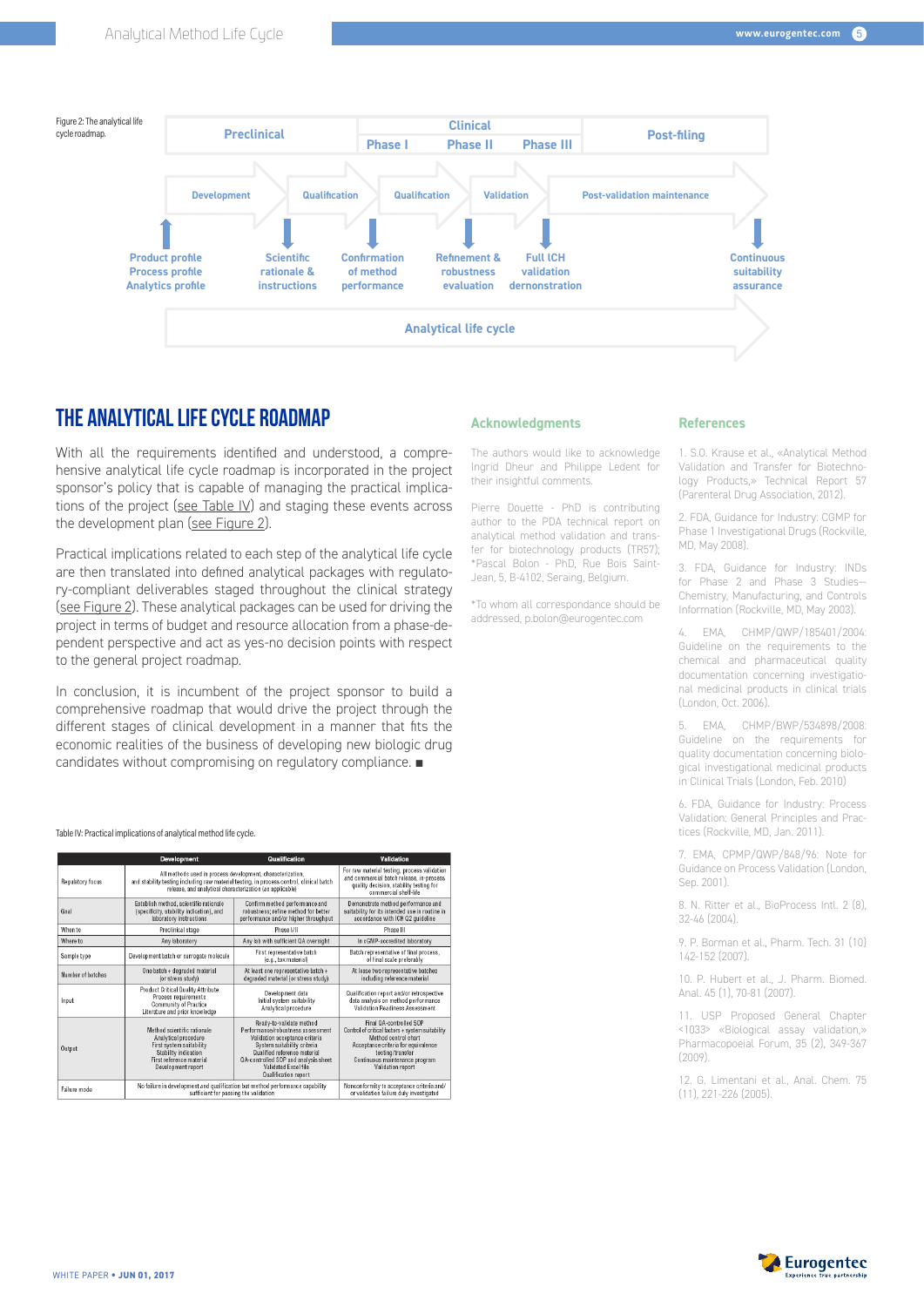Figure 2: The analytical life cycle roadmap.

Preclinical

Clinical

Phase I

Phase II

Phase III

Post-filing

Development

Qualification

Qualification

Validation

Post-validation maintenance

Product profile
Process profile
Analytics profile

Scientific rationale & instructions

Confirmation of method performance

Refinement & robustness evaluation

Full ICH validation demonstration

Continuous suitability assurance

Analytical life cycle

## THE ANALYTICAL LIFE CYCLE ROADMAP

With all the requirements identified and understood, a comprehensive analytical life cycle roadmap is incorporated in the project sponsor's policy that is capable of managing the practical implications of the project (see Table IV) and staging these events across the development plan (see Figure 2).

Practical implications related to each step of the analytical life cycle are then translated into defined analytical packages with regulatory-compliant deliverables staged throughout the clinical strategy (see Figure 2). These analytical packages can be used for driving the project in terms of budget and resource allocation from a phase-dependent perspective and act as yes-no decision points with respect to the general project roadmap.

In conclusion, it is incumbent of the project sponsor to build a comprehensive roadmap that would drive the project through the different stages of clinical development in a manner that fits the economic realities of the business of developing new biologic drug candidates without compromising on regulatory compliance. ■

Table IV: Practical implications of analytical method life cycle.

| | Development | Qualification | Validation |
|---|---|---|---|
| Regulatory focus | All methods used in process development, characterization, and stability testing including raw material testing, in process control, clinical batch release, and analytical characterization (as applicable) | | For raw material testing, process validation and commercial batch release, in-process quality decision, stability testing for commercial shelf-life |
| Goal | Establish method, scientific rationale (specificity, stability indication), and laboratory instructions | Confirm method performance and robustness; refine method for better performance and/or higher throughput | Demonstrate method performance and suitability for its intended use in routine in accordance with ICH Q2 guideline |
| When to | Preclinical stage | Phase I/II | Phase III |
| Where to | Any laboratory | Any lab with sufficient QA oversight | In cGMP-accredited laboratory |
| Sample type | Development batch or surrogate molecule | First representative batch (e.g., tox material) | Batch representative of final process, of final scale preferably |
| Number of batches | One batch + degraded material (or stress study) | At least one representative batch + degraded material (or stress study) | At lease two representative batches including reference material |
| Input | Product Critical Quality Attribute<br>Process requirements<br>Community of Practice<br>Literature and prior knowledge | Development data<br>Initial system suitability<br>Analytical procedure | Qualification report and/or retrospective data analysis on method performance<br>Validation Readiness Assessment |
| Output | Method scientific rationale<br>Analytical procedure<br>First system suitability<br>Stability indication<br>First reference material<br>Development report | Ready-to-validate method<br>Performance/robustness assessment<br>Validation acceptance criteria<br>System suitability criteria<br>Qualified reference material<br>QA-controlled SOP and analysis sheet<br>Validated Excel file<br>Qualification report | Final QA-controlled SOP<br>Control of critical factors + system suitability<br>Method control chart<br>Acceptance criteria for equivalence testing/transfer<br>Continuous maintenance program<br>Validation report |
| Failure mode | No failure in development and qualification but method performance capability sufficient for passing the validation | | Nonconformity to acceptance criteria and/or validation failure duly investigated |

### Acknowledgments

The authors would like to acknowledge Ingrid Dheur and Philippe Ledent for their insightful comments.

Pierre Douette - PhD is contributing author to the PDA technical report on analytical method validation and transfer for biotechnology products (TR57); *Pascal Bolon - PhD, Rue Bois Saint-Jean, 5, B-4102, Seraing, Belgium.

*To whom all correspondance should be addressed, p.bolon@eurogentec.com

### References

1. S.O. Krause et al., «Analytical Method Validation and Transfer for Biotechnology Products,» Technical Report 57 (Parenteral Drug Association, 2012).

2. FDA, Guidance for Industry: CGMP for Phase 1 Investigational Drugs (Rockville, MD, May 2008).

3. FDA, Guidance for Industry: INDs for Phase 2 and Phase 3 Studies—Chemistry, Manufacturing, and Controls Information (Rockville, MD, May 2003).

4. EMA, CHMP/QWP/185401/2004: Guideline on the requirements to the chemical and pharmaceutical quality documentation concerning investigational medicinal products in clinical trials (London, Oct. 2006).

5. EMA, CHMP/BWP/534898/2008: Guideline on the requirements for quality documentation concerning biological investigational medicinal products in Clinical Trials (London, Feb. 2010)

6. FDA, Guidance for Industry: Process Validation: General Principles and Practices (Rockville, MD, Jan. 2011).

7. EMA, CPMP/QWP/848/96: Note for Guidance on Process Validation (London, Sep. 2001).

8. N. Ritter et al., BioProcess Intl. 2 (8), 32-46 (2004).

9. P. Borman et al., Pharm. Tech. 31 (10) 142-152 (2007).

10. P. Hubert et al., J. Pharm. Biomed. Anal. 45 (1), 70-81 (2007).

11. USP Proposed General Chapter <1033> «Biological assay validation,» Pharmacopoeial Forum, 35 (2), 349-367 (2009).

12. G. Limentani et al., Anal. Chem. 75 (11), 221-226 (2005).